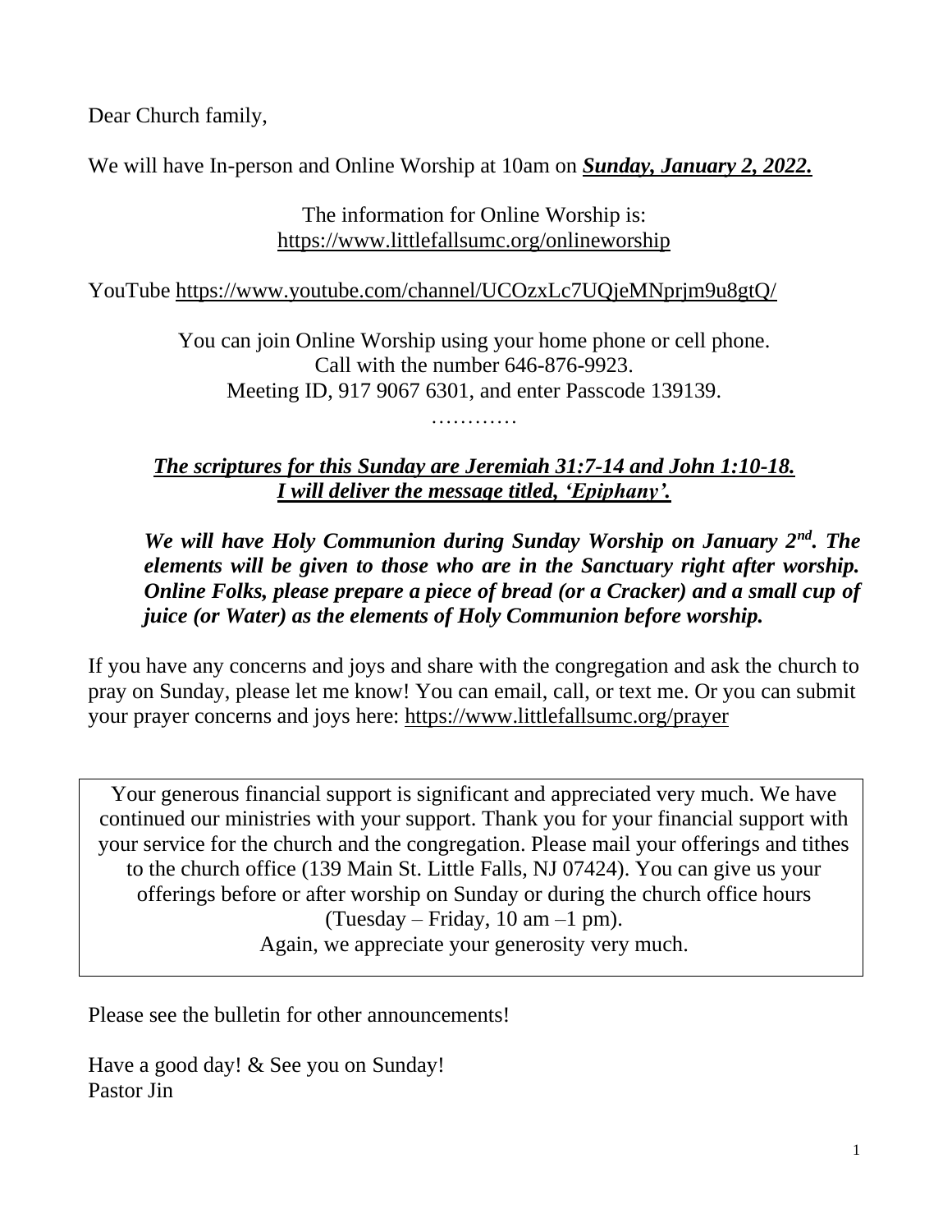Dear Church family,

We will have In-person and Online Worship at 10am on ***Sunday, January 2, 2022.***

The information for Online Worship is:
https://www.littlefallsumc.org/onlineworship

YouTube https://www.youtube.com/channel/UCOzxLc7UQjeMNprjm9u8gtQ/

You can join Online Worship using your home phone or cell phone.
Call with the number 646-876-9923.
Meeting ID, 917 9067 6301, and enter Passcode 139139.

…………

***The scriptures for this Sunday are Jeremiah 31:7-14 and John 1:10-18.***
***I will deliver the message titled, 'Epiphany'.***

***We will have Holy Communion during Sunday Worship on January 2nd. The elements will be given to those who are in the Sanctuary right after worship. Online Folks, please prepare a piece of bread (or a Cracker) and a small cup of juice (or Water) as the elements of Holy Communion before worship.***

If you have any concerns and joys and share with the congregation and ask the church to pray on Sunday, please let me know! You can email, call, or text me. Or you can submit your prayer concerns and joys here: https://www.littlefallsumc.org/prayer

Your generous financial support is significant and appreciated very much. We have continued our ministries with your support. Thank you for your financial support with your service for the church and the congregation. Please mail your offerings and tithes to the church office (139 Main St. Little Falls, NJ 07424). You can give us your offerings before or after worship on Sunday or during the church office hours (Tuesday – Friday, 10 am –1 pm).
Again, we appreciate your generosity very much.

Please see the bulletin for other announcements!

Have a good day! & See you on Sunday!
Pastor Jin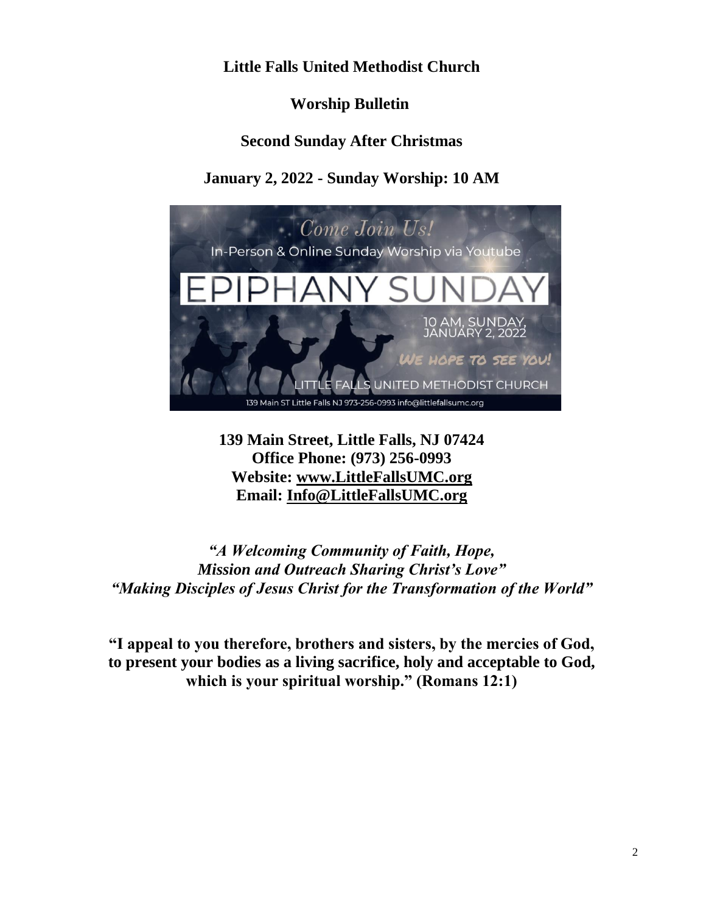**Little Falls United Methodist Church**

**Worship Bulletin**

**Second Sunday After Christmas**

**January 2, 2022 - Sunday Worship: 10 AM**

**139 Main Street, Little Falls, NJ 07424**
**Office Phone: (973) 256-0993**
**Website: www.LittleFallsUMC.org**
**Email: Info@LittleFallsUMC.org**

***"A Welcoming Community of Faith, Hope,***
***Mission and Outreach Sharing Christ's Love"***
***"Making Disciples of Jesus Christ for the Transformation of the World"***

**"I appeal to you therefore, brothers and sisters, by the mercies of God, to present your bodies as a living sacrifice, holy and acceptable to God, which is your spiritual worship." (Romans 12:1)**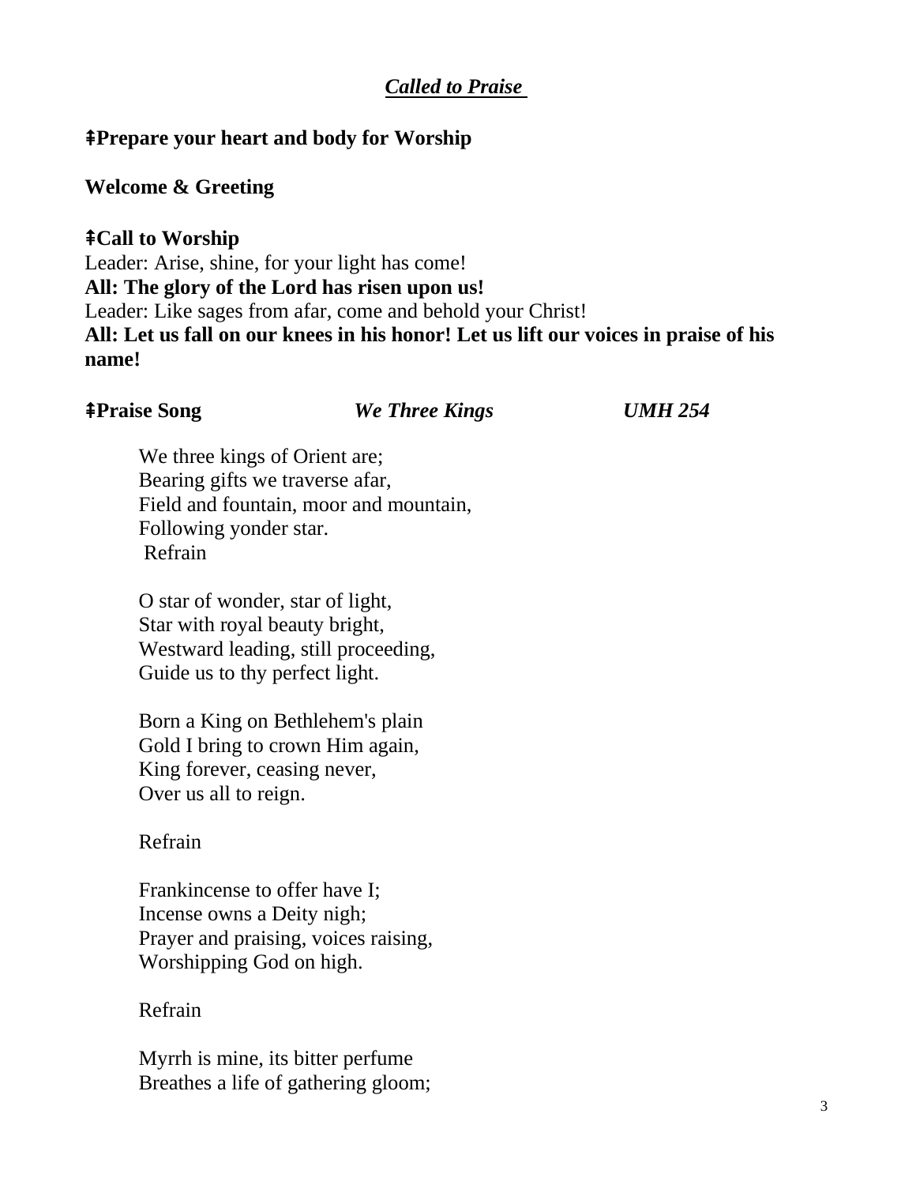***Called to Praise***

**ǂPrepare your heart and body for Worship**

**Welcome & Greeting**

**ǂCall to Worship**

Leader: Arise, shine, for your light has come!
**All: The glory of the Lord has risen upon us!**
Leader: Like sages from afar, come and behold your Christ!
**All: Let us fall on our knees in his honor! Let us lift our voices in praise of his name!**

**ǂPraise Song** ***We Three Kings*** ***UMH 254***

We three kings of Orient are;
Bearing gifts we traverse afar,
Field and fountain, moor and mountain,
Following yonder star.
Refrain

O star of wonder, star of light,
Star with royal beauty bright,
Westward leading, still proceeding,
Guide us to thy perfect light.

Born a King on Bethlehem's plain
Gold I bring to crown Him again,
King forever, ceasing never,
Over us all to reign.

Refrain

Frankincense to offer have I;
Incense owns a Deity nigh;
Prayer and praising, voices raising,
Worshipping God on high.

Refrain

Myrrh is mine, its bitter perfume
Breathes a life of gathering gloom;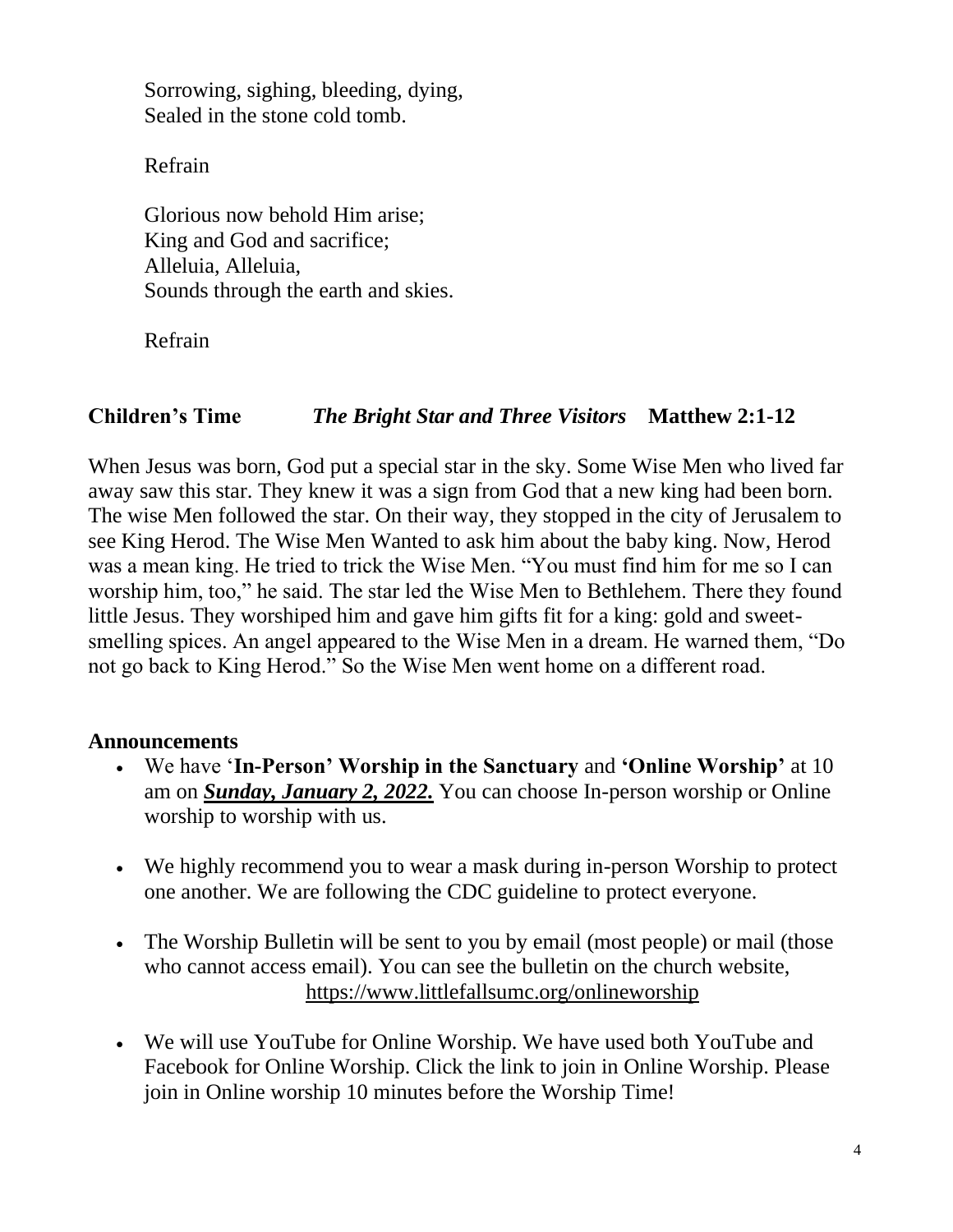Sorrowing, sighing, bleeding, dying,
Sealed in the stone cold tomb.

Refrain

Glorious now behold Him arise;
King and God and sacrifice;
Alleluia, Alleluia,
Sounds through the earth and skies.

Refrain

**Children's Time** ***The Bright Star and Three Visitors*** **Matthew 2:1-12**

When Jesus was born, God put a special star in the sky. Some Wise Men who lived far away saw this star. They knew it was a sign from God that a new king had been born. The wise Men followed the star. On their way, they stopped in the city of Jerusalem to see King Herod. The Wise Men Wanted to ask him about the baby king. Now, Herod was a mean king. He tried to trick the Wise Men. "You must find him for me so I can worship him, too," he said. The star led the Wise Men to Bethlehem. There they found little Jesus. They worshiped him and gave him gifts fit for a king: gold and sweet-smelling spices. An angel appeared to the Wise Men in a dream. He warned them, "Do not go back to King Herod." So the Wise Men went home on a different road.

**Announcements**

- We have '**In-Person' Worship in the Sanctuary** and **'Online Worship'** at 10 am on ***<u>Sunday, January 2, 2022.</u>*** You can choose In-person worship or Online worship to worship with us.
- We highly recommend you to wear a mask during in-person Worship to protect one another. We are following the CDC guideline to protect everyone.
- The Worship Bulletin will be sent to you by email (most people) or mail (those who cannot access email). You can see the bulletin on the church website, https://www.littlefallsumc.org/onlineworship
- We will use YouTube for Online Worship. We have used both YouTube and Facebook for Online Worship. Click the link to join in Online Worship. Please join in Online worship 10 minutes before the Worship Time!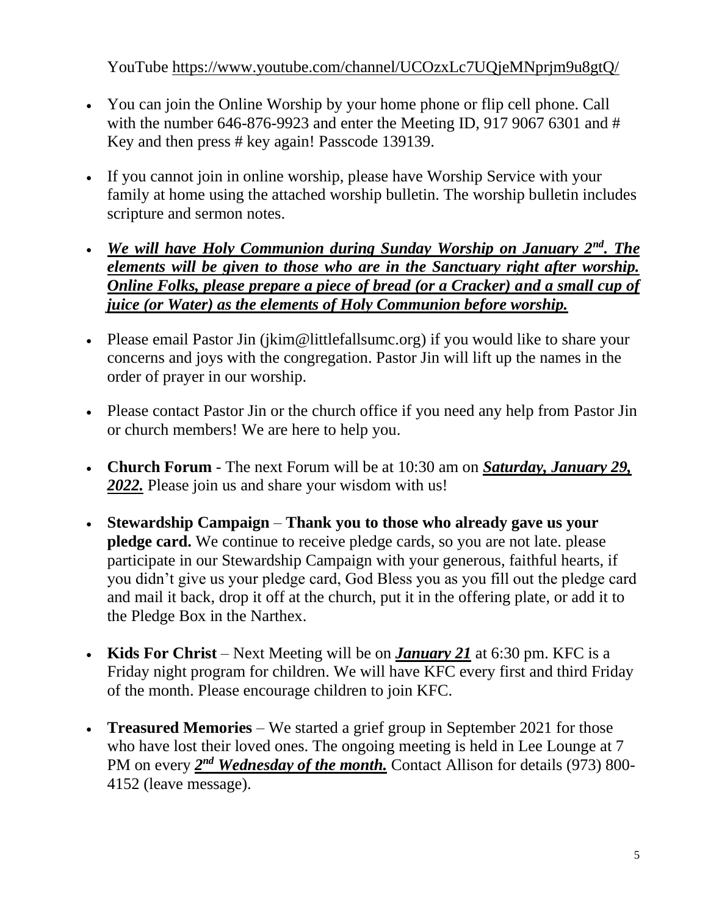YouTube https://www.youtube.com/channel/UCOzxLc7UQjeMNprjm9u8gtQ/

- You can join the Online Worship by your home phone or flip cell phone. Call with the number 646-876-9923 and enter the Meeting ID, 917 9067 6301 and # Key and then press # key again! Passcode 139139.
- If you cannot join in online worship, please have Worship Service with your family at home using the attached worship bulletin. The worship bulletin includes scripture and sermon notes.
- ***We will have Holy Communion during Sunday Worship on January 2nd. The elements will be given to those who are in the Sanctuary right after worship. Online Folks, please prepare a piece of bread (or a Cracker) and a small cup of juice (or Water) as the elements of Holy Communion before worship.***
- Please email Pastor Jin (jkim@littlefallsumc.org) if you would like to share your concerns and joys with the congregation. Pastor Jin will lift up the names in the order of prayer in our worship.
- Please contact Pastor Jin or the church office if you need any help from Pastor Jin or church members! We are here to help you.
- **Church Forum** - The next Forum will be at 10:30 am on ***Saturday, January 29, 2022.*** Please join us and share your wisdom with us!
- **Stewardship Campaign** – **Thank you to those who already gave us your pledge card.** We continue to receive pledge cards, so you are not late. please participate in our Stewardship Campaign with your generous, faithful hearts, if you didn't give us your pledge card, God Bless you as you fill out the pledge card and mail it back, drop it off at the church, put it in the offering plate, or add it to the Pledge Box in the Narthex.
- **Kids For Christ** – Next Meeting will be on ***January 21*** at 6:30 pm. KFC is a Friday night program for children. We will have KFC every first and third Friday of the month. Please encourage children to join KFC.
- **Treasured Memories** – We started a grief group in September 2021 for those who have lost their loved ones. The ongoing meeting is held in Lee Lounge at 7 PM on every ***2nd Wednesday of the month.*** Contact Allison for details (973) 800-4152 (leave message).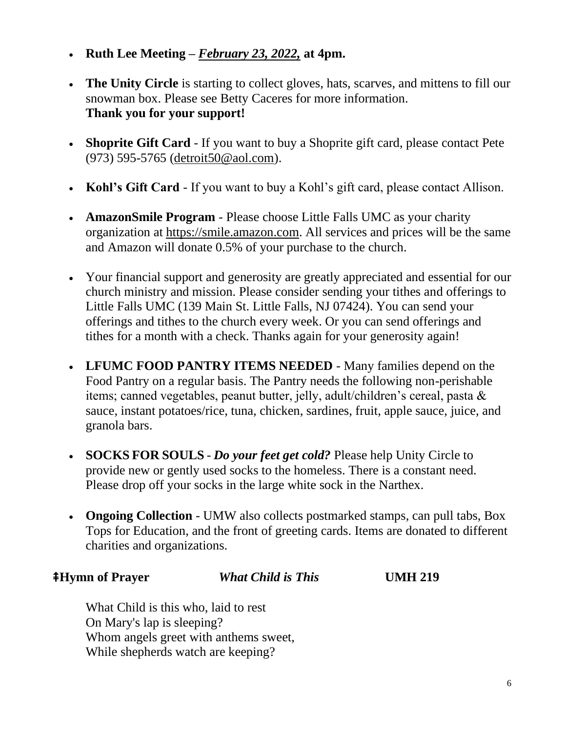- **Ruth Lee Meeting –** ***February 23, 2022,*** **at 4pm.**

- **The Unity Circle** is starting to collect gloves, hats, scarves, and mittens to fill our snowman box. Please see Betty Caceres for more information.
  **Thank you for your support!**

- **Shoprite Gift Card** - If you want to buy a Shoprite gift card, please contact Pete (973) 595-5765 (detroit50@aol.com).

- **Kohl's Gift Card** - If you want to buy a Kohl's gift card, please contact Allison.

- **AmazonSmile Program** - Please choose Little Falls UMC as your charity organization at https://smile.amazon.com. All services and prices will be the same and Amazon will donate 0.5% of your purchase to the church.

- Your financial support and generosity are greatly appreciated and essential for our church ministry and mission. Please consider sending your tithes and offerings to Little Falls UMC (139 Main St. Little Falls, NJ 07424). You can send your offerings and tithes to the church every week. Or you can send offerings and tithes for a month with a check. Thanks again for your generosity again!

- **LFUMC FOOD PANTRY ITEMS NEEDED** - Many families depend on the Food Pantry on a regular basis. The Pantry needs the following non-perishable items; canned vegetables, peanut butter, jelly, adult/children's cereal, pasta & sauce, instant potatoes/rice, tuna, chicken, sardines, fruit, apple sauce, juice, and granola bars.

- **SOCKS FOR SOULS** - ***Do your feet get cold?*** Please help Unity Circle to provide new or gently used socks to the homeless. There is a constant need. Please drop off your socks in the large white sock in the Narthex.

- **Ongoing Collection** - UMW also collects postmarked stamps, can pull tabs, Box Tops for Education, and the front of greeting cards. Items are donated to different charities and organizations.

**ǂHymn of Prayer** ***What Child is This*** **UMH 219**

What Child is this who, laid to rest
On Mary's lap is sleeping?
Whom angels greet with anthems sweet,
While shepherds watch are keeping?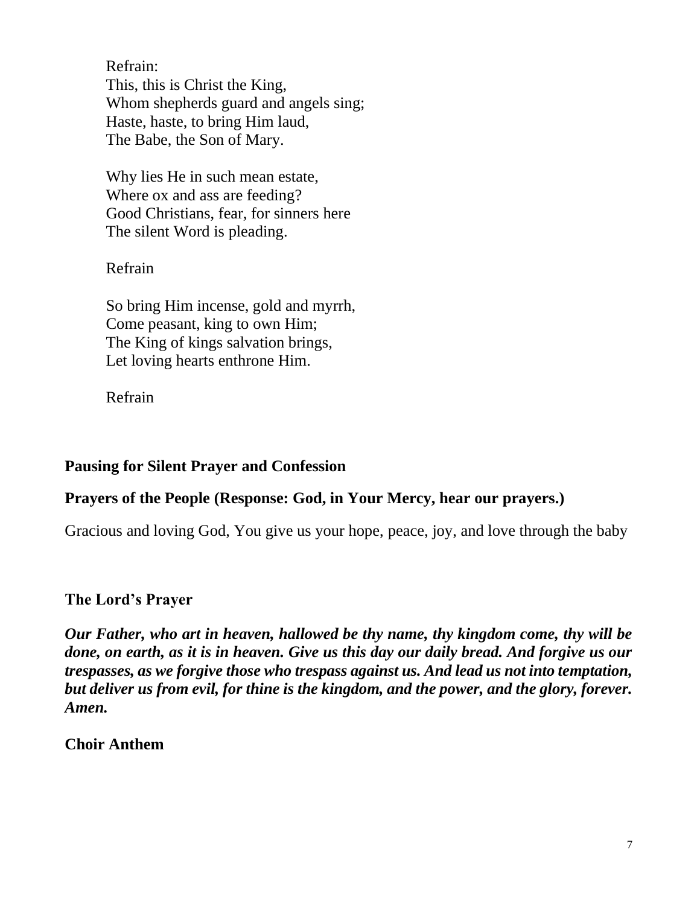Refrain:  
This, this is Christ the King,  
Whom shepherds guard and angels sing;  
Haste, haste, to bring Him laud,  
The Babe, the Son of Mary.

Why lies He in such mean estate,  
Where ox and ass are feeding?  
Good Christians, fear, for sinners here  
The silent Word is pleading.

Refrain

So bring Him incense, gold and myrrh,  
Come peasant, king to own Him;  
The King of kings salvation brings,  
Let loving hearts enthrone Him.

Refrain

**Pausing for Silent Prayer and Confession**

**Prayers of the People (Response: God, in Your Mercy, hear our prayers.)**

Gracious and loving God, You give us your hope, peace, joy, and love through the baby

**The Lord's Prayer**

***Our Father, who art in heaven, hallowed be thy name, thy kingdom come, thy will be done, on earth, as it is in heaven. Give us this day our daily bread. And forgive us our trespasses, as we forgive those who trespass against us. And lead us not into temptation, but deliver us from evil, for thine is the kingdom, and the power, and the glory, forever. Amen.***

**Choir Anthem**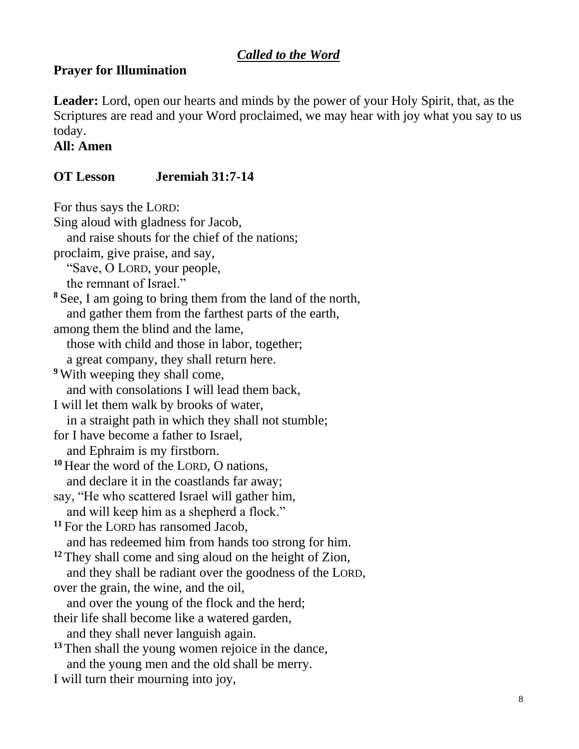***Called to the Word***

**Prayer for Illumination**

**Leader:** Lord, open our hearts and minds by the power of your Holy Spirit, that, as the Scriptures are read and your Word proclaimed, we may hear with joy what you say to us today.
**All: Amen**

**OT Lesson Jeremiah 31:7-14**

For thus says the LORD:
Sing aloud with gladness for Jacob,
  and raise shouts for the chief of the nations;
proclaim, give praise, and say,
  "Save, O LORD, your people,
  the remnant of Israel."
**8** See, I am going to bring them from the land of the north,
  and gather them from the farthest parts of the earth,
among them the blind and the lame,
  those with child and those in labor, together;
  a great company, they shall return here.
**9** With weeping they shall come,
  and with consolations I will lead them back,
I will let them walk by brooks of water,
  in a straight path in which they shall not stumble;
for I have become a father to Israel,
  and Ephraim is my firstborn.
**10** Hear the word of the LORD, O nations,
  and declare it in the coastlands far away;
say, "He who scattered Israel will gather him,
  and will keep him as a shepherd a flock."
**11** For the LORD has ransomed Jacob,
  and has redeemed him from hands too strong for him.
**12** They shall come and sing aloud on the height of Zion,
  and they shall be radiant over the goodness of the LORD,
over the grain, the wine, and the oil,
  and over the young of the flock and the herd;
their life shall become like a watered garden,
  and they shall never languish again.
**13** Then shall the young women rejoice in the dance,
  and the young men and the old shall be merry.
I will turn their mourning into joy,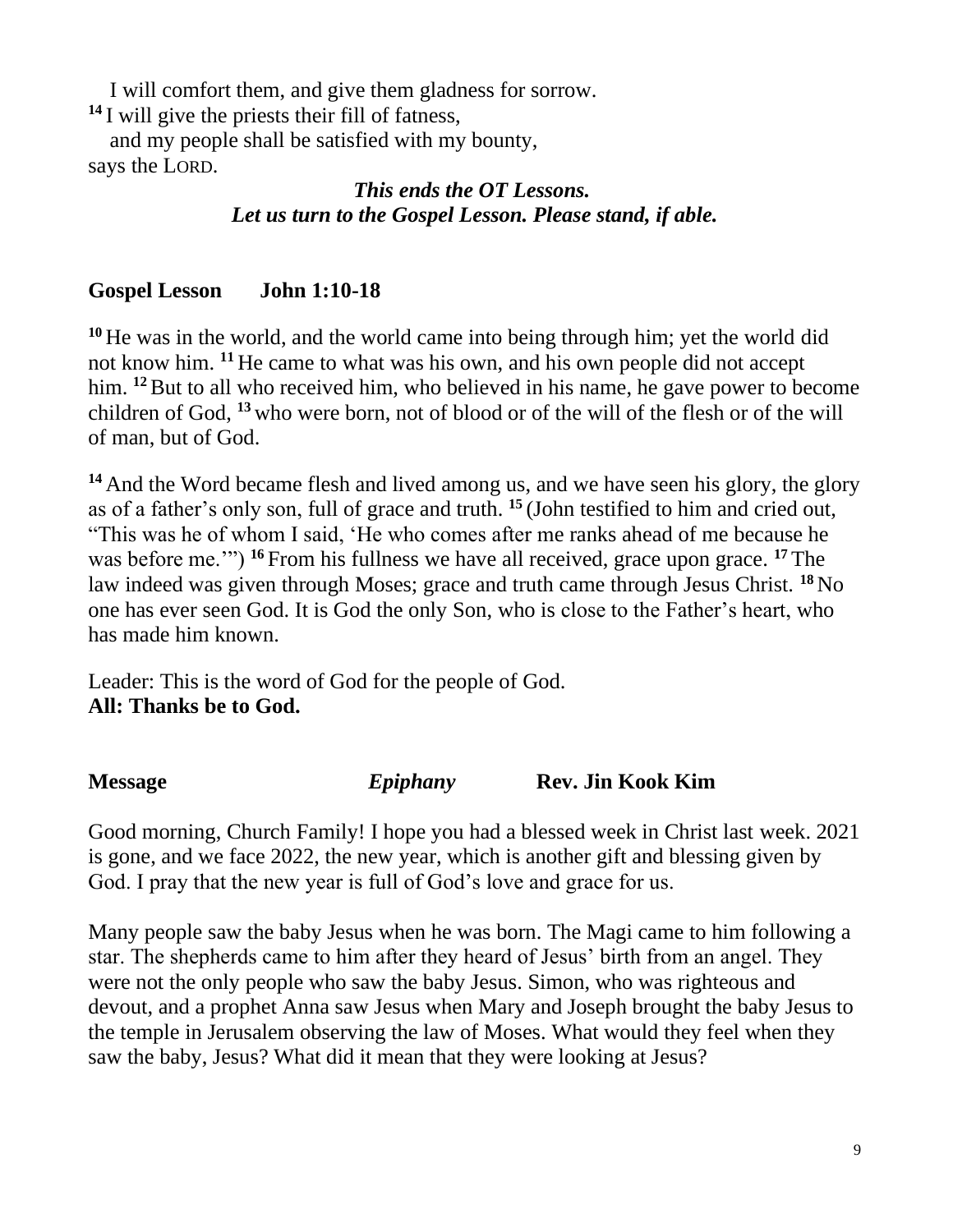I will comfort them, and give them gladness for sorrow.
[14] I will give the priests their fill of fatness,
and my people shall be satisfied with my bounty,
says the LORD.

***This ends the OT Lessons.***
***Let us turn to the Gospel Lesson. Please stand, if able.***

**Gospel Lesson John 1:10-18**

[10] He was in the world, and the world came into being through him; yet the world did not know him. [11] He came to what was his own, and his own people did not accept him. [12] But to all who received him, who believed in his name, he gave power to become children of God, [13] who were born, not of blood or of the will of the flesh or of the will of man, but of God.

[14] And the Word became flesh and lived among us, and we have seen his glory, the glory as of a father's only son, full of grace and truth. [15] (John testified to him and cried out, "This was he of whom I said, 'He who comes after me ranks ahead of me because he was before me.'") [16] From his fullness we have all received, grace upon grace. [17] The law indeed was given through Moses; grace and truth came through Jesus Christ. [18] No one has ever seen God. It is God the only Son, who is close to the Father's heart, who has made him known.

Leader: This is the word of God for the people of God.
**All: Thanks be to God.**

**Message** ***Epiphany*** **Rev. Jin Kook Kim**

Good morning, Church Family! I hope you had a blessed week in Christ last week. 2021 is gone, and we face 2022, the new year, which is another gift and blessing given by God. I pray that the new year is full of God's love and grace for us.

Many people saw the baby Jesus when he was born. The Magi came to him following a star. The shepherds came to him after they heard of Jesus' birth from an angel. They were not the only people who saw the baby Jesus. Simon, who was righteous and devout, and a prophet Anna saw Jesus when Mary and Joseph brought the baby Jesus to the temple in Jerusalem observing the law of Moses. What would they feel when they saw the baby, Jesus? What did it mean that they were looking at Jesus?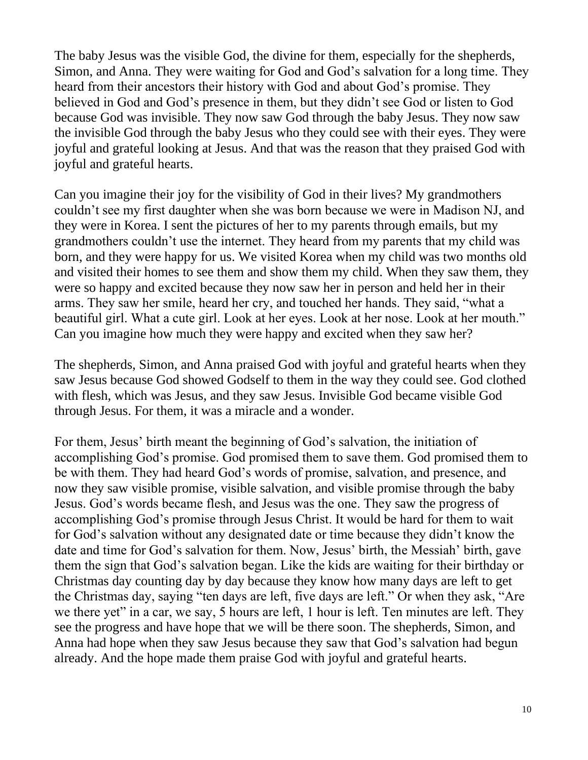The baby Jesus was the visible God, the divine for them, especially for the shepherds, Simon, and Anna. They were waiting for God and God's salvation for a long time. They heard from their ancestors their history with God and about God's promise. They believed in God and God's presence in them, but they didn't see God or listen to God because God was invisible. They now saw God through the baby Jesus. They now saw the invisible God through the baby Jesus who they could see with their eyes. They were joyful and grateful looking at Jesus. And that was the reason that they praised God with joyful and grateful hearts.

Can you imagine their joy for the visibility of God in their lives? My grandmothers couldn't see my first daughter when she was born because we were in Madison NJ, and they were in Korea. I sent the pictures of her to my parents through emails, but my grandmothers couldn't use the internet. They heard from my parents that my child was born, and they were happy for us. We visited Korea when my child was two months old and visited their homes to see them and show them my child. When they saw them, they were so happy and excited because they now saw her in person and held her in their arms. They saw her smile, heard her cry, and touched her hands. They said, "what a beautiful girl. What a cute girl. Look at her eyes. Look at her nose. Look at her mouth." Can you imagine how much they were happy and excited when they saw her?

The shepherds, Simon, and Anna praised God with joyful and grateful hearts when they saw Jesus because God showed Godself to them in the way they could see. God clothed with flesh, which was Jesus, and they saw Jesus. Invisible God became visible God through Jesus. For them, it was a miracle and a wonder.

For them, Jesus' birth meant the beginning of God's salvation, the initiation of accomplishing God's promise. God promised them to save them. God promised them to be with them. They had heard God's words of promise, salvation, and presence, and now they saw visible promise, visible salvation, and visible promise through the baby Jesus. God's words became flesh, and Jesus was the one. They saw the progress of accomplishing God's promise through Jesus Christ. It would be hard for them to wait for God's salvation without any designated date or time because they didn't know the date and time for God's salvation for them. Now, Jesus' birth, the Messiah' birth, gave them the sign that God's salvation began. Like the kids are waiting for their birthday or Christmas day counting day by day because they know how many days are left to get the Christmas day, saying "ten days are left, five days are left." Or when they ask, "Are we there yet" in a car, we say, 5 hours are left, 1 hour is left. Ten minutes are left. They see the progress and have hope that we will be there soon. The shepherds, Simon, and Anna had hope when they saw Jesus because they saw that God's salvation had begun already. And the hope made them praise God with joyful and grateful hearts.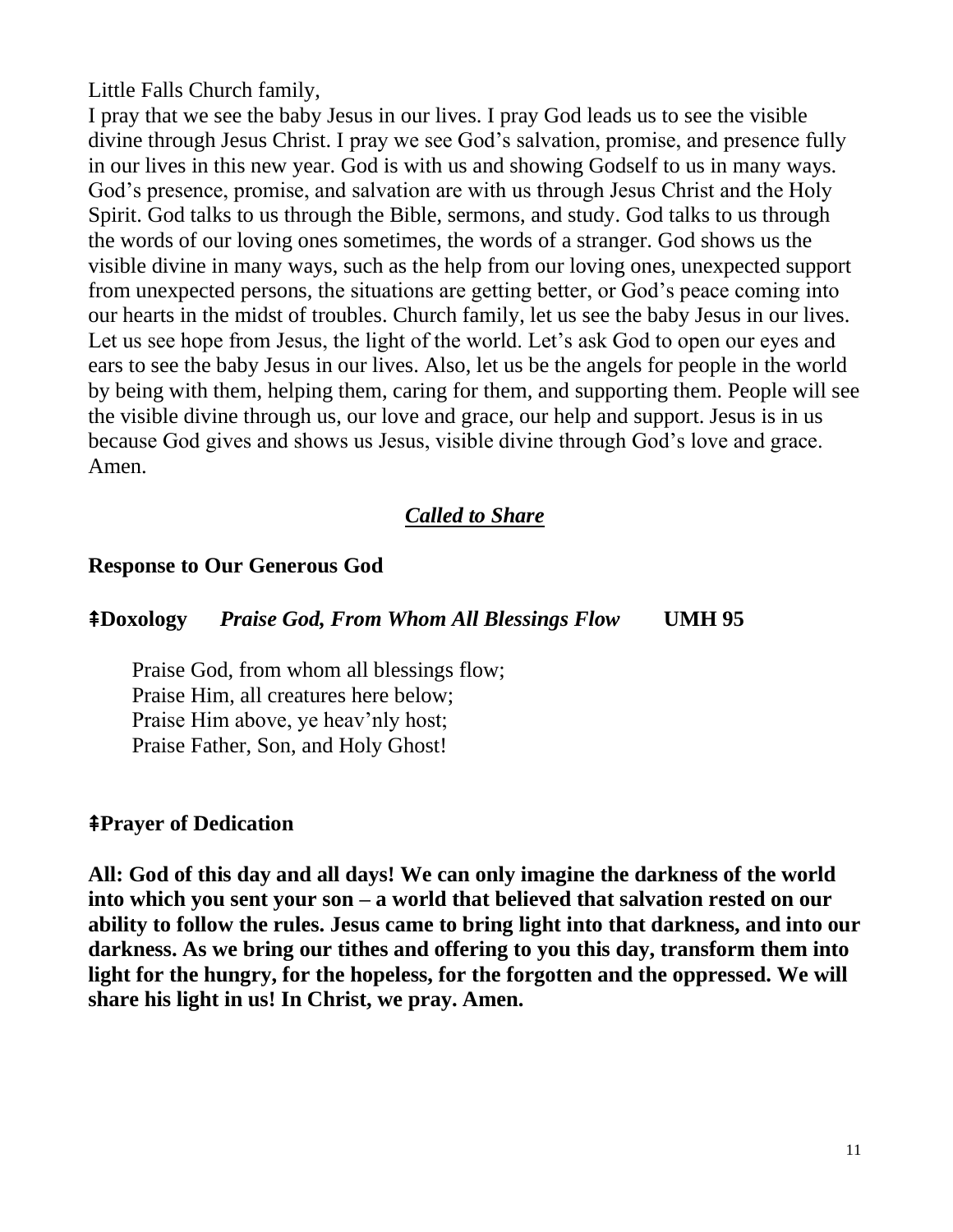Little Falls Church family,

I pray that we see the baby Jesus in our lives. I pray God leads us to see the visible divine through Jesus Christ. I pray we see God's salvation, promise, and presence fully in our lives in this new year. God is with us and showing Godself to us in many ways. God's presence, promise, and salvation are with us through Jesus Christ and the Holy Spirit. God talks to us through the Bible, sermons, and study. God talks to us through the words of our loving ones sometimes, the words of a stranger. God shows us the visible divine in many ways, such as the help from our loving ones, unexpected support from unexpected persons, the situations are getting better, or God's peace coming into our hearts in the midst of troubles. Church family, let us see the baby Jesus in our lives. Let us see hope from Jesus, the light of the world. Let's ask God to open our eyes and ears to see the baby Jesus in our lives. Also, let us be the angels for people in the world by being with them, helping them, caring for them, and supporting them. People will see the visible divine through us, our love and grace, our help and support. Jesus is in us because God gives and shows us Jesus, visible divine through God's love and grace. Amen.

## ***Called to Share***

**Response to Our Generous God**

**ǂDoxology** ***Praise God, From Whom All Blessings Flow*** **UMH 95**

Praise God, from whom all blessings flow;
Praise Him, all creatures here below;
Praise Him above, ye heav'nly host;
Praise Father, Son, and Holy Ghost!

**ǂPrayer of Dedication**

**All: God of this day and all days! We can only imagine the darkness of the world into which you sent your son – a world that believed that salvation rested on our ability to follow the rules. Jesus came to bring light into that darkness, and into our darkness. As we bring our tithes and offering to you this day, transform them into light for the hungry, for the hopeless, for the forgotten and the oppressed. We will share his light in us! In Christ, we pray. Amen.**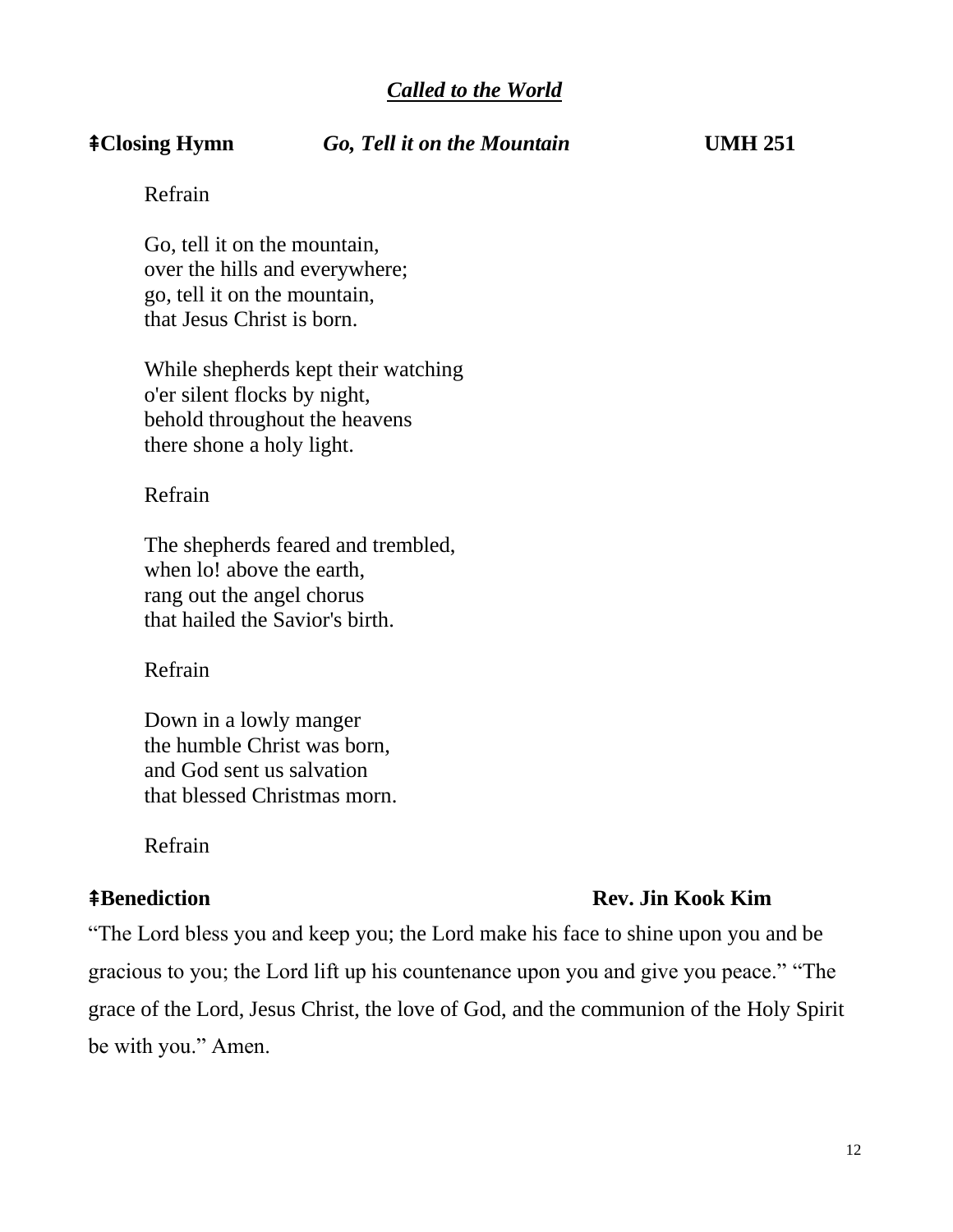## ***Called to the World***

**ǂClosing Hymn** ***Go, Tell it on the Mountain*** **UMH 251**

Refrain

Go, tell it on the mountain,
over the hills and everywhere;
go, tell it on the mountain,
that Jesus Christ is born.

While shepherds kept their watching
o'er silent flocks by night,
behold throughout the heavens
there shone a holy light.

Refrain

The shepherds feared and trembled,
when lo! above the earth,
rang out the angel chorus
that hailed the Savior's birth.

Refrain

Down in a lowly manger
the humble Christ was born,
and God sent us salvation
that blessed Christmas morn.

Refrain

**ǂBenediction** **Rev. Jin Kook Kim**

"The Lord bless you and keep you; the Lord make his face to shine upon you and be gracious to you; the Lord lift up his countenance upon you and give you peace." "The grace of the Lord, Jesus Christ, the love of God, and the communion of the Holy Spirit be with you." Amen.